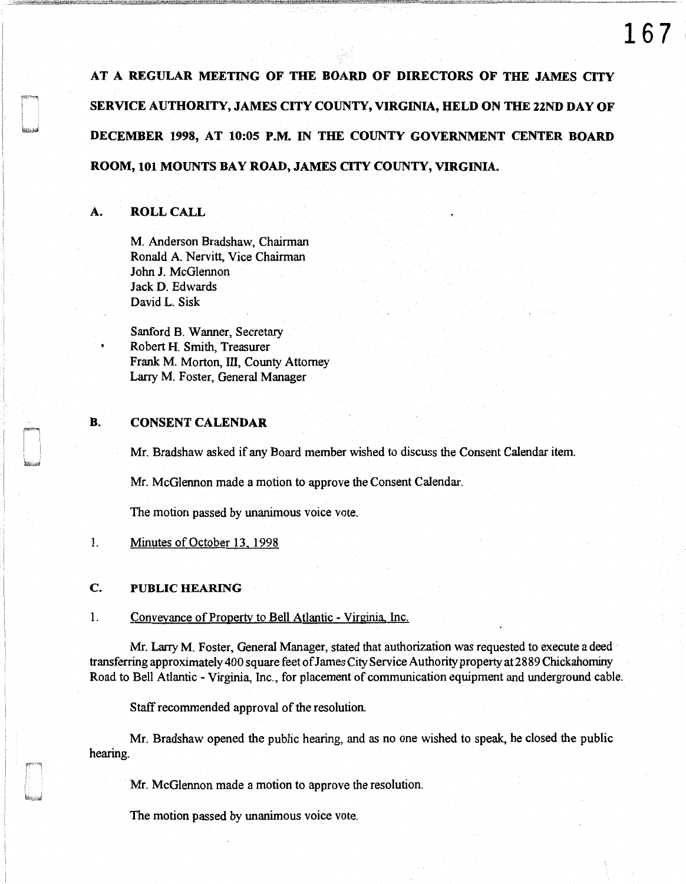**AT A REGULAR MEETING OF THE BOARD OF DIRECTORS OF THE JAMES CITY SERVICE AUTHORITY, JAMES CITY COUNTY, VIRGINIA, HELD ON THE 22ND DAY OF DECEMBER 1998, AT 10:05 P.M. IN THE COUNTY GOVERNMENT CENTER BOARD ROOM, 101 MOUNTS BAY ROAD, JAMES CITY COUNTY, VIRGINIA.**

## A. ROLL CALL

M. Anderson Bradshaw, Chairman
Ronald A. Nervitt, Vice Chairman
John J. McGlennon
Jack D. Edwards
David L. Sisk

Sanford B. Wanner, Secretary
Robert H. Smith, Treasurer
Frank M. Morton, III, County Attorney
Larry M. Foster, General Manager

## B. CONSENT CALENDAR

Mr. Bradshaw asked if any Board member wished to discuss the Consent Calendar item.

Mr. McGlennon made a motion to approve the Consent Calendar.

The motion passed by unanimous voice vote.

1. Minutes of October 13, 1998

## C. PUBLIC HEARING

1. Conveyance of Property to Bell Atlantic - Virginia, Inc.

Mr. Larry M. Foster, General Manager, stated that authorization was requested to execute a deed transferring approximately 400 square feet of James City Service Authority property at 2889 Chickahominy Road to Bell Atlantic - Virginia, Inc., for placement of communication equipment and underground cable.

Staff recommended approval of the resolution.

Mr. Bradshaw opened the public hearing, and as no one wished to speak, he closed the public hearing.

Mr. McGlennon made a motion to approve the resolution.

The motion passed by unanimous voice vote.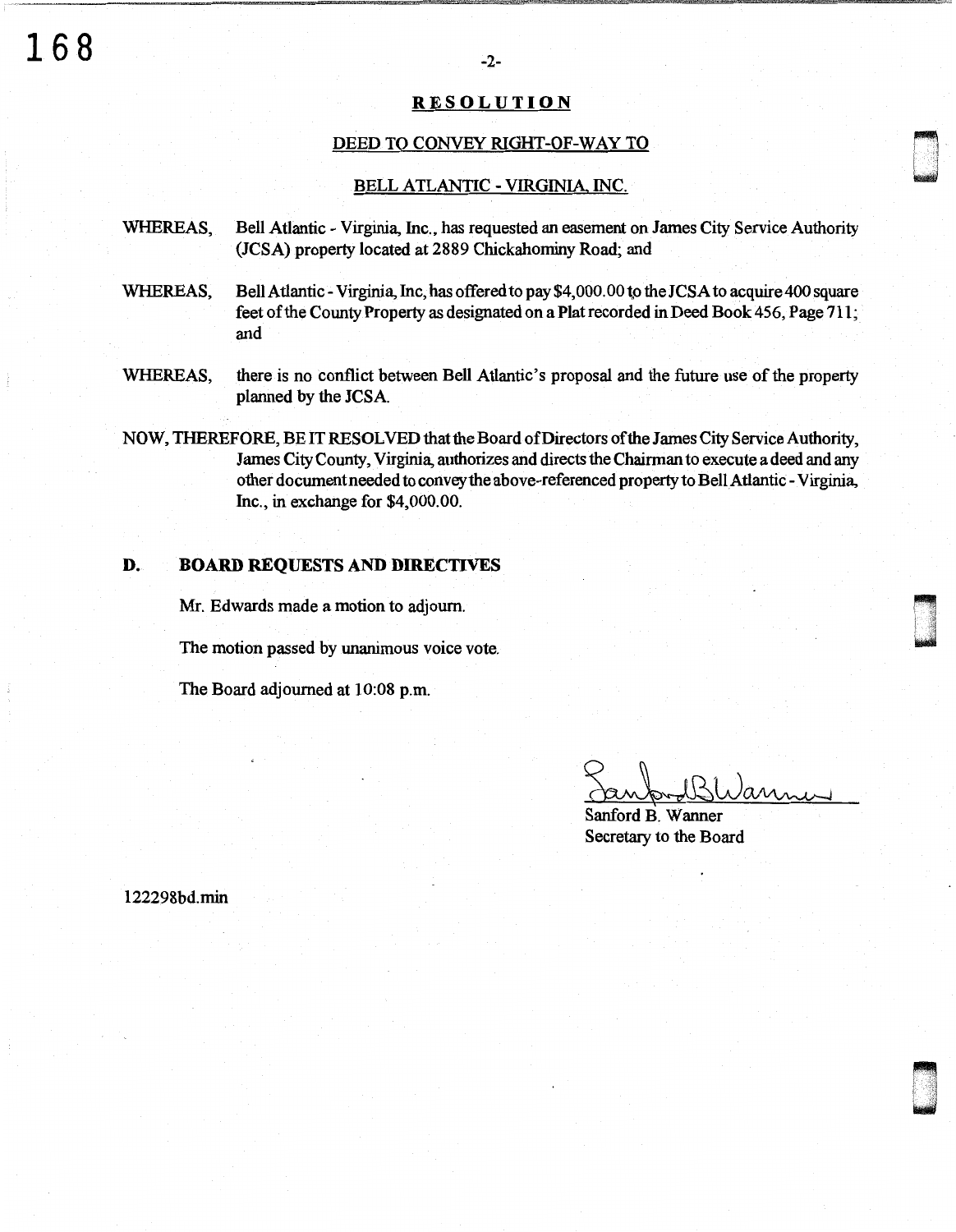## RESOLUTION

### DEED TO CONVEY RIGHT-OF-WAY TO

### BELL ATLANTIC - VIRGINIA, INC.

WHEREAS, Bell Atlantic - Virginia, Inc., has requested an easement on James City Service Authority (JCSA) property located at 2889 Chickahominy Road; and

WHEREAS, Bell Atlantic - Virginia, Inc, has offered to pay $4,000.00 to the JCSA to acquire 400 square feet of the County Property as designated on a Plat recorded in Deed Book 456, Page 711; and

WHEREAS, there is no conflict between Bell Atlantic's proposal and the future use of the property planned by the JCSA.

NOW, THEREFORE, BE IT RESOLVED that the Board of Directors of the James City Service Authority, James City County, Virginia, authorizes and directs the Chairman to execute a deed and any other document needed to convey the above-referenced property to Bell Atlantic - Virginia, Inc., in exchange for $4,000.00.

## D. BOARD REQUESTS AND DIRECTIVES

Mr. Edwards made a motion to adjourn.

The motion passed by unanimous voice vote.

The Board adjourned at 10:08 p.m.

Sanford B. Wanner
Secretary to the Board

122298bd.min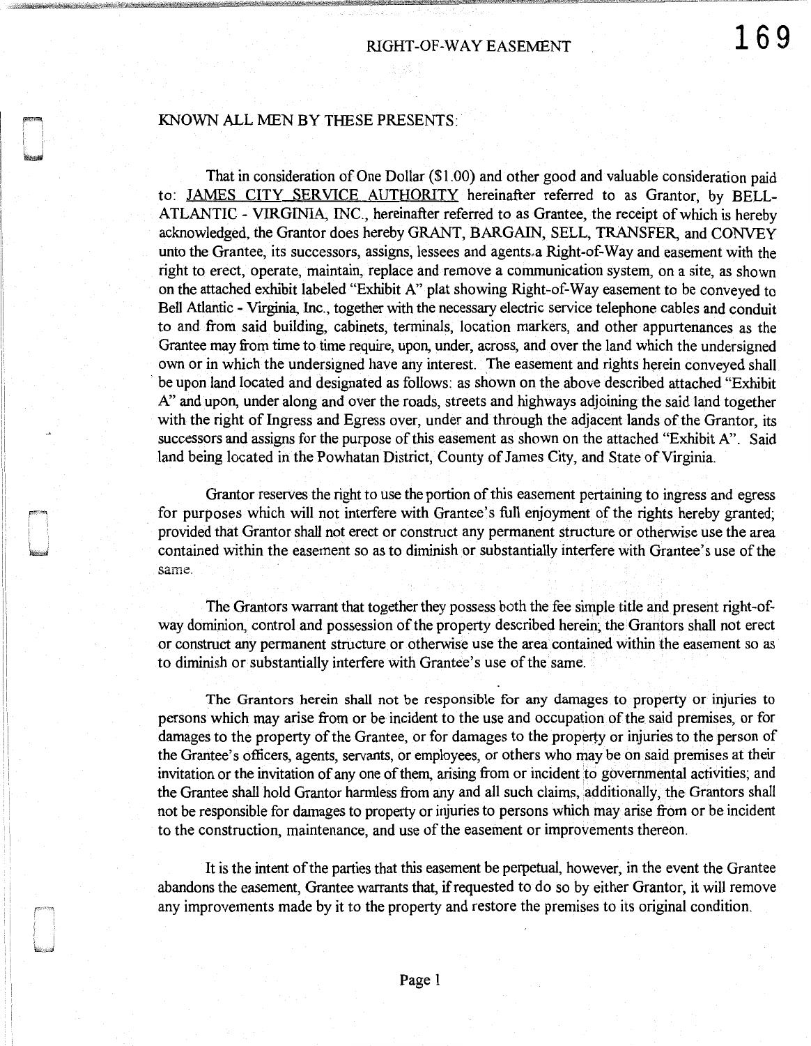# RIGHT-OF-WAY EASEMENT

KNOWN ALL MEN BY THESE PRESENTS:

That in consideration of One Dollar ($1.00) and other good and valuable consideration paid to: JAMES CITY SERVICE AUTHORITY hereinafter referred to as Grantor, by BELL-ATLANTIC - VIRGINIA, INC., hereinafter referred to as Grantee, the receipt of which is hereby acknowledged, the Grantor does hereby GRANT, BARGAIN, SELL, TRANSFER, and CONVEY unto the Grantee, its successors, assigns, lessees and agents a Right-of-Way and easement with the right to erect, operate, maintain, replace and remove a communication system, on a site, as shown on the attached exhibit labeled "Exhibit A" plat showing Right-of-Way easement to be conveyed to Bell Atlantic - Virginia, Inc., together with the necessary electric service telephone cables and conduit to and from said building, cabinets, terminals, location markers, and other appurtenances as the Grantee may from time to time require, upon, under, across, and over the land which the undersigned own or in which the undersigned have any interest. The easement and rights herein conveyed shall be upon land located and designated as follows: as shown on the above described attached "Exhibit A" and upon, under along and over the roads, streets and highways adjoining the said land together with the right of Ingress and Egress over, under and through the adjacent lands of the Grantor, its successors and assigns for the purpose of this easement as shown on the attached "Exhibit A". Said land being located in the Powhatan District, County of James City, and State of Virginia.

Grantor reserves the right to use the portion of this easement pertaining to ingress and egress for purposes which will not interfere with Grantee's full enjoyment of the rights hereby granted; provided that Grantor shall not erect or construct any permanent structure or otherwise use the area contained within the easement so as to diminish or substantially interfere with Grantee's use of the same.

The Grantors warrant that together they possess both the fee simple title and present right-of-way dominion, control and possession of the property described herein; the Grantors shall not erect or construct any permanent structure or otherwise use the area contained within the easement so as to diminish or substantially interfere with Grantee's use of the same.

The Grantors herein shall not be responsible for any damages to property or injuries to persons which may arise from or be incident to the use and occupation of the said premises, or for damages to the property of the Grantee, or for damages to the property or injuries to the person of the Grantee's officers, agents, servants, or employees, or others who may be on said premises at their invitation or the invitation of any one of them, arising from or incident to governmental activities; and the Grantee shall hold Grantor harmless from any and all such claims, additionally, the Grantors shall not be responsible for damages to property or injuries to persons which may arise from or be incident to the construction, maintenance, and use of the easement or improvements thereon.

It is the intent of the parties that this easement be perpetual, however, in the event the Grantee abandons the easement, Grantee warrants that, if requested to do so by either Grantor, it will remove any improvements made by it to the property and restore the premises to its original condition.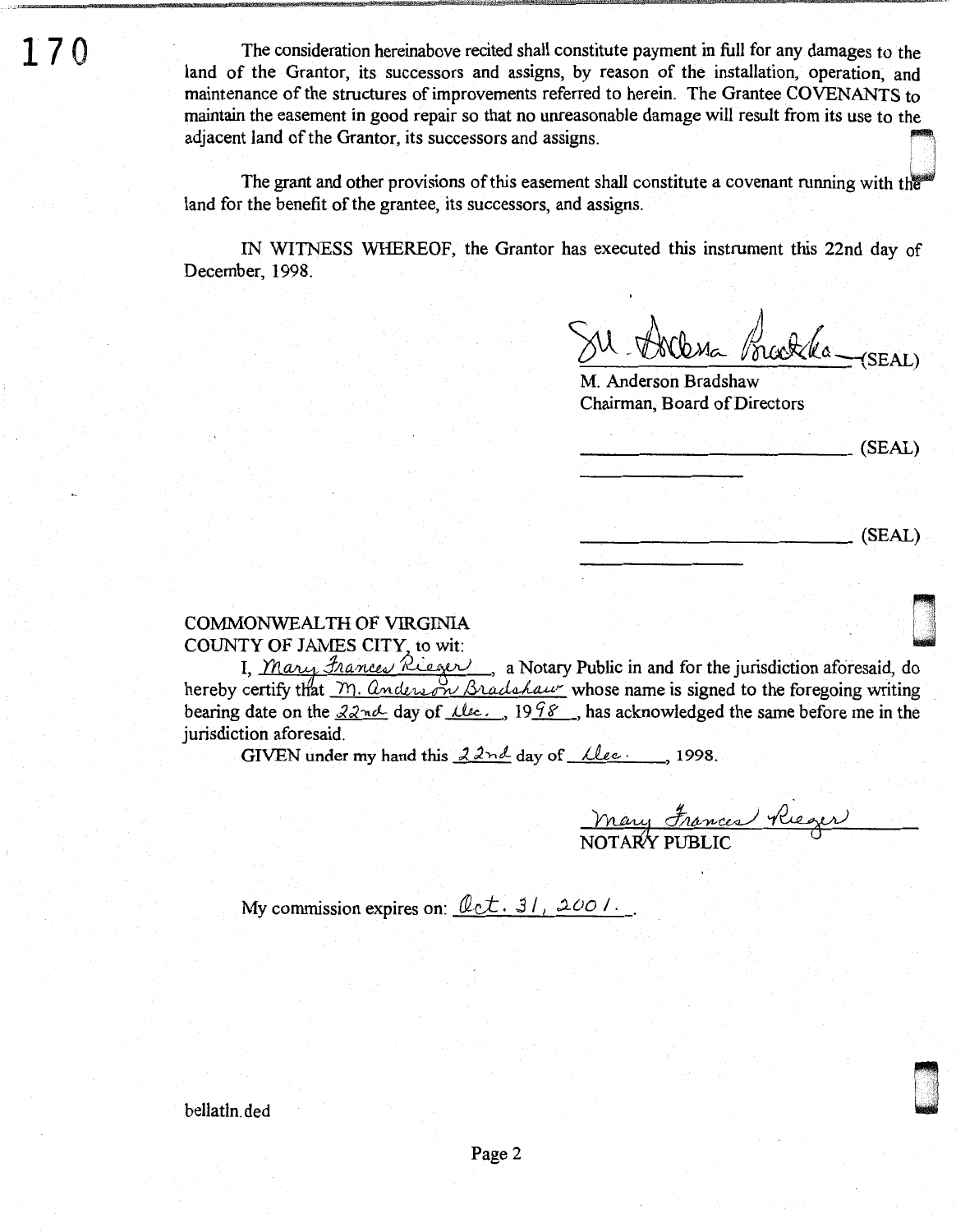The consideration hereinabove recited shall constitute payment in full for any damages to the land of the Grantor, its successors and assigns, by reason of the installation, operation, and maintenance of the structures of improvements referred to herein. The Grantee COVENANTS to maintain the easement in good repair so that no unreasonable damage will result from its use to the adjacent land of the Grantor, its successors and assigns.

The grant and other provisions of this easement shall constitute a covenant running with the land for the benefit of the grantee, its successors, and assigns.

IN WITNESS WHEREOF, the Grantor has executed this instrument this 22nd day of December, 1998.

M. Anderson Bradshaw (SEAL)
M. Anderson Bradshaw
Chairman, Board of Directors

_________________________ (SEAL)

_________________________ (SEAL)

COMMONWEALTH OF VIRGINIA
COUNTY OF JAMES CITY, to wit:

I, Mary Frances Rieger, a Notary Public in and for the jurisdiction aforesaid, do hereby certify that M. Anderson Bradshaw whose name is signed to the foregoing writing bearing date on the 22nd day of Dec., 1998, has acknowledged the same before me in the jurisdiction aforesaid.

GIVEN under my hand this 22nd day of Dec., 1998.

Mary Frances Rieger
NOTARY PUBLIC

My commission expires on: Oct. 31, 2001.

bellatln.ded